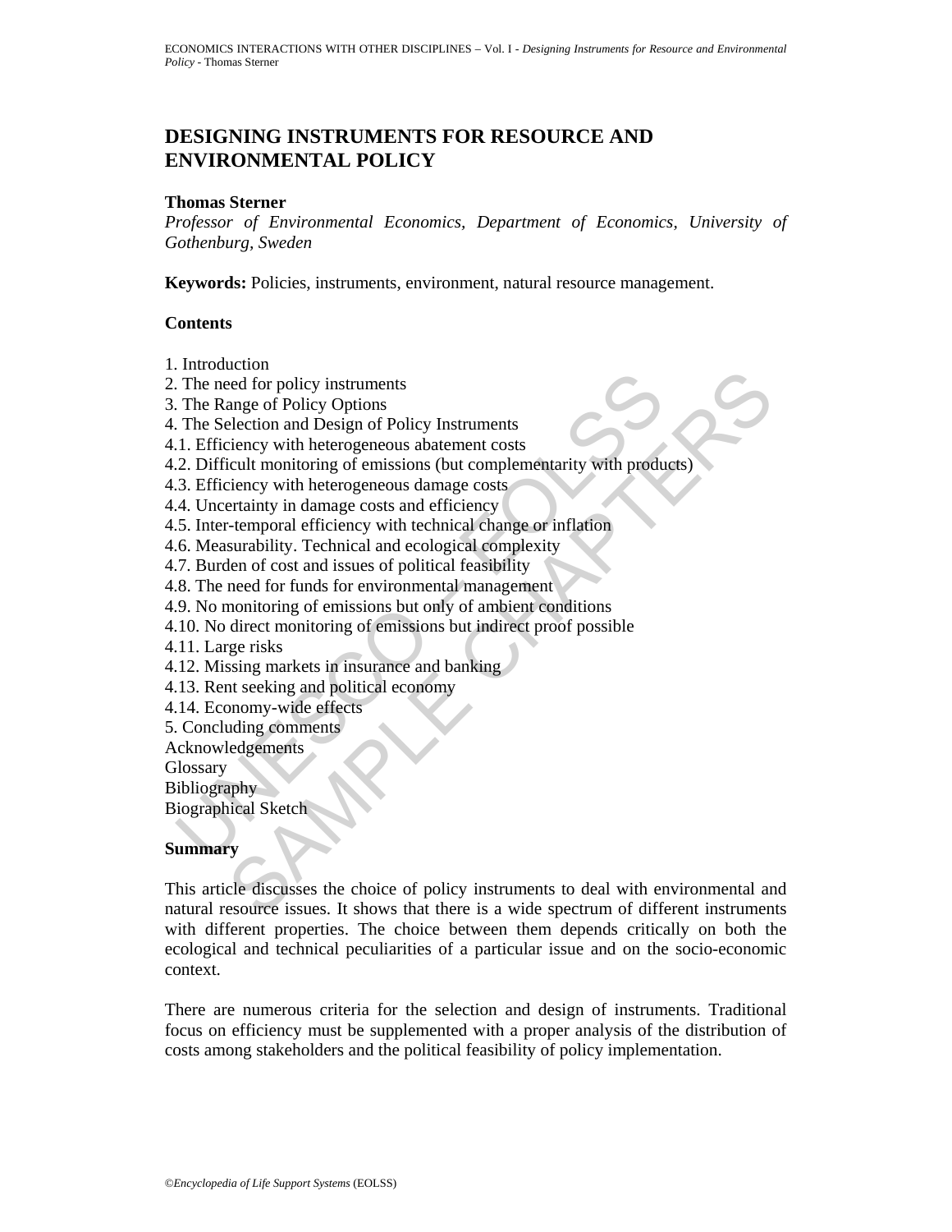# DESIGNING INSTRUMENTS FOR RESOURCE AND ENVIRONMENTAL POLICY

**Thomas Sterner**

*Professor of Environmental Economics, Department of Economics, University of Gothenburg, Sweden*

**Keywords:** Policies, instruments, environment, natural resource management.

## Contents

1. Introduction
2. The need for policy instruments
3. The Range of Policy Options
4. The Selection and Design of Policy Instruments
4.1. Efficiency with heterogeneous abatement costs
4.2. Difficult monitoring of emissions (but complementarity with products)
4.3. Efficiency with heterogeneous damage costs
4.4. Uncertainty in damage costs and efficiency
4.5. Inter-temporal efficiency with technical change or inflation
4.6. Measurability. Technical and ecological complexity
4.7. Burden of cost and issues of political feasibility
4.8. The need for funds for environmental management
4.9. No monitoring of emissions but only of ambient conditions
4.10. No direct monitoring of emissions but indirect proof possible
4.11. Large risks
4.12. Missing markets in insurance and banking
4.13. Rent seeking and political economy
4.14. Economy-wide effects
5. Concluding comments
Acknowledgements
Glossary
Bibliography
Biographical Sketch

## Summary

This article discusses the choice of policy instruments to deal with environmental and natural resource issues. It shows that there is a wide spectrum of different instruments with different properties. The choice between them depends critically on both the ecological and technical peculiarities of a particular issue and on the socio-economic context.

There are numerous criteria for the selection and design of instruments. Traditional focus on efficiency must be supplemented with a proper analysis of the distribution of costs among stakeholders and the political feasibility of policy implementation.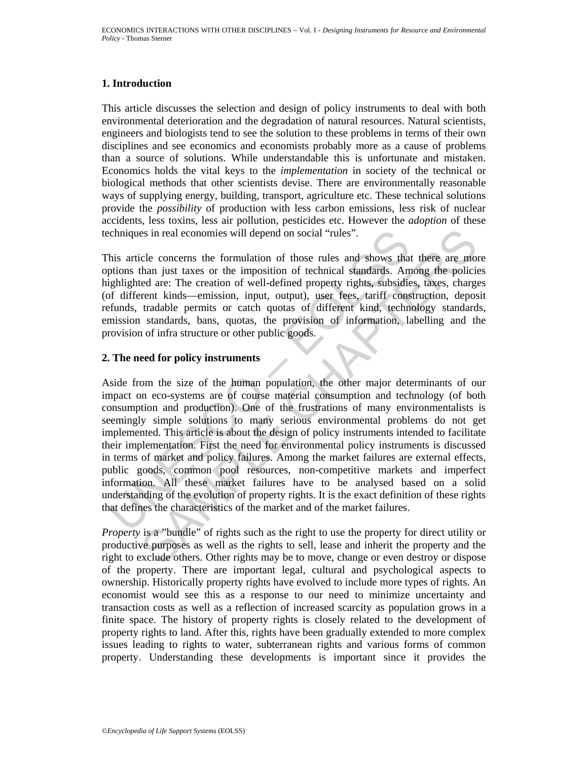## 1. Introduction

This article discusses the selection and design of policy instruments to deal with both environmental deterioration and the degradation of natural resources. Natural scientists, engineers and biologists tend to see the solution to these problems in terms of their own disciplines and see economics and economists probably more as a cause of problems than a source of solutions. While understandable this is unfortunate and mistaken. Economics holds the vital keys to the *implementation* in society of the technical or biological methods that other scientists devise. There are environmentally reasonable ways of supplying energy, building, transport, agriculture etc. These technical solutions provide the *possibility* of production with less carbon emissions, less risk of nuclear accidents, less toxins, less air pollution, pesticides etc. However the *adoption* of these techniques in real economies will depend on social "rules".

This article concerns the formulation of those rules and shows that there are more options than just taxes or the imposition of technical standards. Among the policies highlighted are: The creation of well-defined property rights, subsidies, taxes, charges (of different kinds—emission, input, output), user fees, tariff construction, deposit refunds, tradable permits or catch quotas of different kind, technology standards, emission standards, bans, quotas, the provision of information, labelling and the provision of infra structure or other public goods.

## 2. The need for policy instruments

Aside from the size of the human population, the other major determinants of our impact on eco-systems are of course material consumption and technology (of both consumption and production). One of the frustrations of many environmentalists is seemingly simple solutions to many serious environmental problems do not get implemented. This article is about the design of policy instruments intended to facilitate their implementation. First the need for environmental policy instruments is discussed in terms of market and policy failures. Among the market failures are external effects, public goods, common pool resources, non-competitive markets and imperfect information. All these market failures have to be analysed based on a solid understanding of the evolution of property rights. It is the exact definition of these rights that defines the characteristics of the market and of the market failures.

*Property* is a "bundle" of rights such as the right to use the property for direct utility or productive purposes as well as the rights to sell, lease and inherit the property and the right to exclude others. Other rights may be to move, change or even destroy or dispose of the property. There are important legal, cultural and psychological aspects to ownership. Historically property rights have evolved to include more types of rights. An economist would see this as a response to our need to minimize uncertainty and transaction costs as well as a reflection of increased scarcity as population grows in a finite space. The history of property rights is closely related to the development of property rights to land. After this, rights have been gradually extended to more complex issues leading to rights to water, subterranean rights and various forms of common property. Understanding these developments is important since it provides the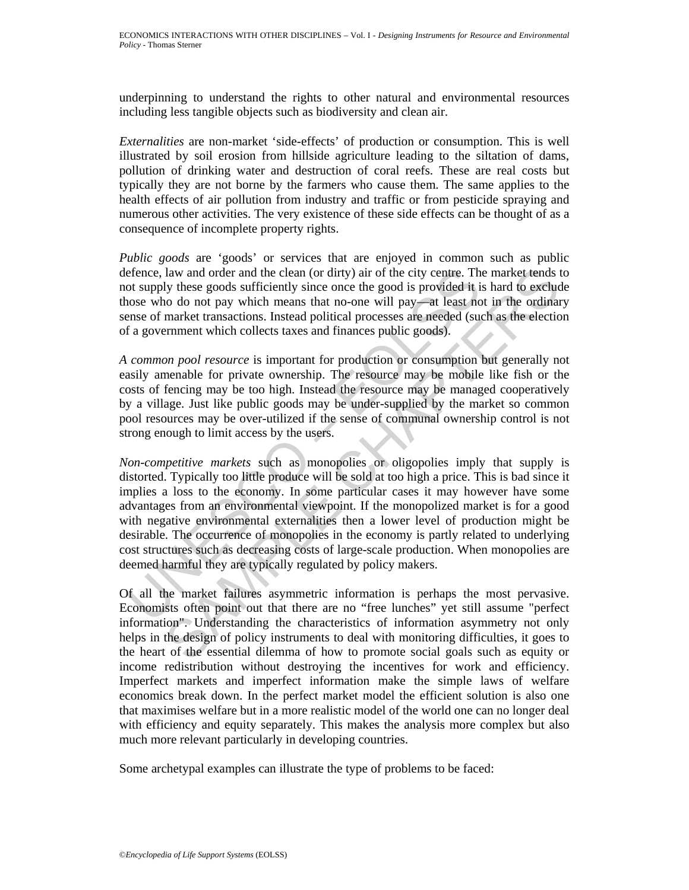underpinning to understand the rights to other natural and environmental resources including less tangible objects such as biodiversity and clean air.

*Externalities* are non-market 'side-effects' of production or consumption. This is well illustrated by soil erosion from hillside agriculture leading to the siltation of dams, pollution of drinking water and destruction of coral reefs. These are real costs but typically they are not borne by the farmers who cause them. The same applies to the health effects of air pollution from industry and traffic or from pesticide spraying and numerous other activities. The very existence of these side effects can be thought of as a consequence of incomplete property rights.

*Public goods* are 'goods' or services that are enjoyed in common such as public defence, law and order and the clean (or dirty) air of the city centre. The market tends to not supply these goods sufficiently since once the good is provided it is hard to exclude those who do not pay which means that no-one will pay—at least not in the ordinary sense of market transactions. Instead political processes are needed (such as the election of a government which collects taxes and finances public goods).

*A common pool resource* is important for production or consumption but generally not easily amenable for private ownership. The resource may be mobile like fish or the costs of fencing may be too high. Instead the resource may be managed cooperatively by a village. Just like public goods may be under-supplied by the market so common pool resources may be over-utilized if the sense of communal ownership control is not strong enough to limit access by the users.

*Non-competitive markets* such as monopolies or oligopolies imply that supply is distorted. Typically too little produce will be sold at too high a price. This is bad since it implies a loss to the economy. In some particular cases it may however have some advantages from an environmental viewpoint. If the monopolized market is for a good with negative environmental externalities then a lower level of production might be desirable. The occurrence of monopolies in the economy is partly related to underlying cost structures such as decreasing costs of large-scale production. When monopolies are deemed harmful they are typically regulated by policy makers.

Of all the market failures asymmetric information is perhaps the most pervasive. Economists often point out that there are no "free lunches" yet still assume "perfect information". Understanding the characteristics of information asymmetry not only helps in the design of policy instruments to deal with monitoring difficulties, it goes to the heart of the essential dilemma of how to promote social goals such as equity or income redistribution without destroying the incentives for work and efficiency. Imperfect markets and imperfect information make the simple laws of welfare economics break down. In the perfect market model the efficient solution is also one that maximises welfare but in a more realistic model of the world one can no longer deal with efficiency and equity separately. This makes the analysis more complex but also much more relevant particularly in developing countries.

Some archetypal examples can illustrate the type of problems to be faced: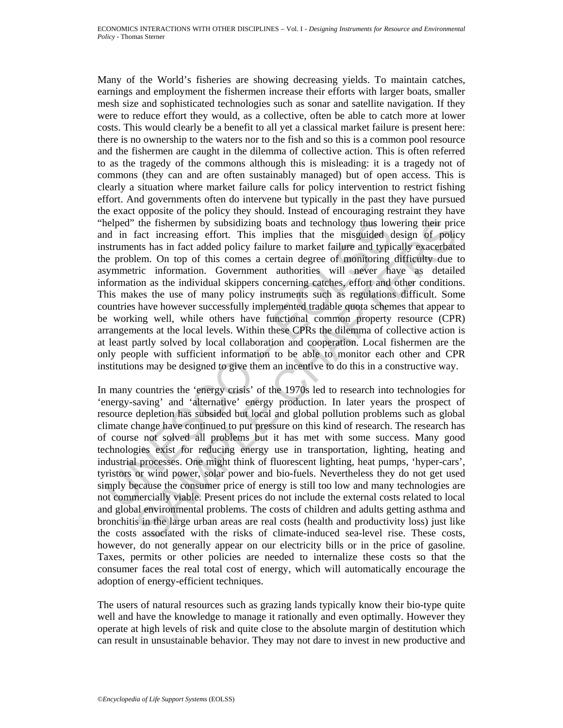Many of the World's fisheries are showing decreasing yields. To maintain catches, earnings and employment the fishermen increase their efforts with larger boats, smaller mesh size and sophisticated technologies such as sonar and satellite navigation. If they were to reduce effort they would, as a collective, often be able to catch more at lower costs. This would clearly be a benefit to all yet a classical market failure is present here: there is no ownership to the waters nor to the fish and so this is a common pool resource and the fishermen are caught in the dilemma of collective action. This is often referred to as the tragedy of the commons although this is misleading: it is a tragedy not of commons (they can and are often sustainably managed) but of open access. This is clearly a situation where market failure calls for policy intervention to restrict fishing effort. And governments often do intervene but typically in the past they have pursued the exact opposite of the policy they should. Instead of encouraging restraint they have "helped" the fishermen by subsidizing boats and technology thus lowering their price and in fact increasing effort. This implies that the misguided design of policy instruments has in fact added policy failure to market failure and typically exacerbated the problem. On top of this comes a certain degree of monitoring difficulty due to asymmetric information. Government authorities will never have as detailed information as the individual skippers concerning catches, effort and other conditions. This makes the use of many policy instruments such as regulations difficult. Some countries have however successfully implemented tradable quota schemes that appear to be working well, while others have functional common property resource (CPR) arrangements at the local levels. Within these CPRs the dilemma of collective action is at least partly solved by local collaboration and cooperation. Local fishermen are the only people with sufficient information to be able to monitor each other and CPR institutions may be designed to give them an incentive to do this in a constructive way.

In many countries the 'energy crisis' of the 1970s led to research into technologies for 'energy-saving' and 'alternative' energy production. In later years the prospect of resource depletion has subsided but local and global pollution problems such as global climate change have continued to put pressure on this kind of research. The research has of course not solved all problems but it has met with some success. Many good technologies exist for reducing energy use in transportation, lighting, heating and industrial processes. One might think of fluorescent lighting, heat pumps, 'hyper-cars', tyristors or wind power, solar power and bio-fuels. Nevertheless they do not get used simply because the consumer price of energy is still too low and many technologies are not commercially viable. Present prices do not include the external costs related to local and global environmental problems. The costs of children and adults getting asthma and bronchitis in the large urban areas are real costs (health and productivity loss) just like the costs associated with the risks of climate-induced sea-level rise. These costs, however, do not generally appear on our electricity bills or in the price of gasoline. Taxes, permits or other policies are needed to internalize these costs so that the consumer faces the real total cost of energy, which will automatically encourage the adoption of energy-efficient techniques.

The users of natural resources such as grazing lands typically know their bio-type quite well and have the knowledge to manage it rationally and even optimally. However they operate at high levels of risk and quite close to the absolute margin of destitution which can result in unsustainable behavior. They may not dare to invest in new productive and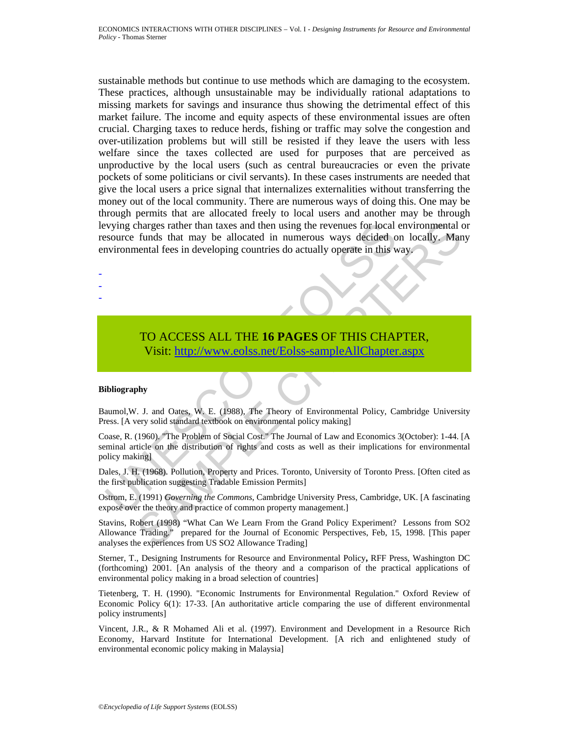sustainable methods but continue to use methods which are damaging to the ecosystem. These practices, although unsustainable may be individually rational adaptations to missing markets for savings and insurance thus showing the detrimental effect of this market failure. The income and equity aspects of these environmental issues are often crucial. Charging taxes to reduce herds, fishing or traffic may solve the congestion and over-utilization problems but will still be resisted if they leave the users with less welfare since the taxes collected are used for purposes that are perceived as unproductive by the local users (such as central bureaucracies or even the private pockets of some politicians or civil servants). In these cases instruments are needed that give the local users a price signal that internalizes externalities without transferring the money out of the local community. There are numerous ways of doing this. One may be through permits that are allocated freely to local users and another may be through levying charges rather than taxes and then using the revenues for local environmental or resource funds that may be allocated in numerous ways decided on locally. Many environmental fees in developing countries do actually operate in this way.

-
-
-

TO ACCESS ALL THE **16 PAGES** OF THIS CHAPTER,
Visit: http://www.eolss.net/Eolss-sampleAllChapter.aspx

**Bibliography**

Baumol,W. J. and Oates, W. E. (1988), The Theory of Environmental Policy, Cambridge University Press. [A very solid standard textbook on environmental policy making]

Coase, R. (1960). "The Problem of Social Cost." The Journal of Law and Economics 3(October): 1-44. [A seminal article on the distribution of rights and costs as well as their implications for environmental policy making]

Dales, J. H. (1968). Pollution, Property and Prices. Toronto, University of Toronto Press. [Often cited as the first publication suggesting Tradable Emission Permits]

Ostrom, E. (1991) *Governing the Commons*, Cambridge University Press, Cambridge, UK. [A fascinating exposé over the theory and practice of common property management.]

Stavins, Robert (1998) "What Can We Learn From the Grand Policy Experiment? Lessons from SO2 Allowance Trading." prepared for the Journal of Economic Perspectives, Feb, 15, 1998. [This paper analyses the experiences from US SO2 Allowance Trading]

Sterner, T., Designing Instruments for Resource and Environmental Policy**,** RFF Press, Washington DC (forthcoming) 2001. [An analysis of the theory and a comparison of the practical applications of environmental policy making in a broad selection of countries]

Tietenberg, T. H. (1990). "Economic Instruments for Environmental Regulation." Oxford Review of Economic Policy 6(1): 17-33. [An authoritative article comparing the use of different environmental policy instruments]

Vincent, J.R., & R Mohamed Ali et al. (1997). Environment and Development in a Resource Rich Economy, Harvard Institute for International Development. [A rich and enlightened study of environmental economic policy making in Malaysia]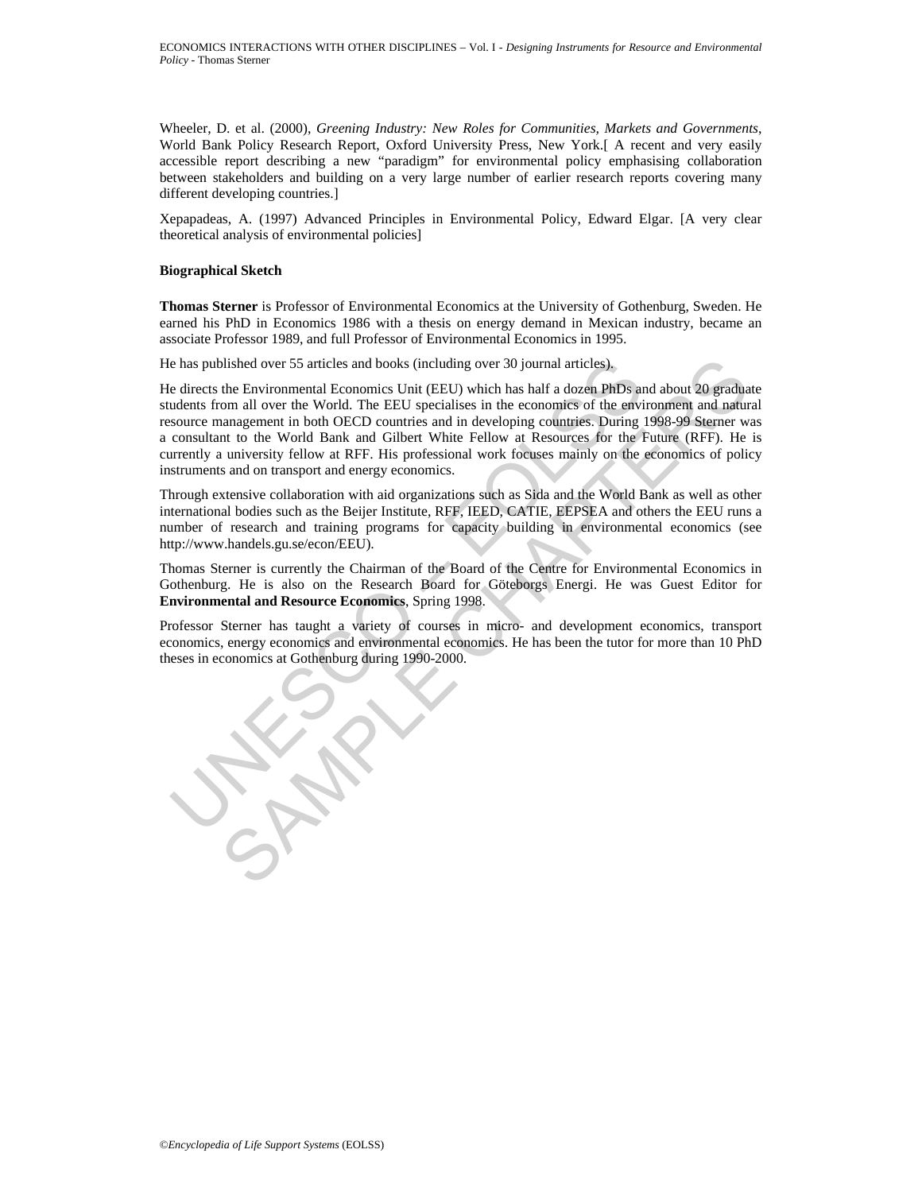Wheeler, D. et al. (2000), *Greening Industry: New Roles for Communities, Markets and Governments*, World Bank Policy Research Report, Oxford University Press, New York.[ A recent and very easily accessible report describing a new "paradigm" for environmental policy emphasising collaboration between stakeholders and building on a very large number of earlier research reports covering many different developing countries.]

Xepapadeas, A. (1997) Advanced Principles in Environmental Policy, Edward Elgar. [A very clear theoretical analysis of environmental policies]

**Biographical Sketch**

**Thomas Sterner** is Professor of Environmental Economics at the University of Gothenburg, Sweden. He earned his PhD in Economics 1986 with a thesis on energy demand in Mexican industry, became an associate Professor 1989, and full Professor of Environmental Economics in 1995.

He has published over 55 articles and books (including over 30 journal articles).

He directs the Environmental Economics Unit (EEU) which has half a dozen PhDs and about 20 graduate students from all over the World. The EEU specialises in the economics of the environment and natural resource management in both OECD countries and in developing countries. During 1998-99 Sterner was a consultant to the World Bank and Gilbert White Fellow at Resources for the Future (RFF). He is currently a university fellow at RFF. His professional work focuses mainly on the economics of policy instruments and on transport and energy economics.

Through extensive collaboration with aid organizations such as Sida and the World Bank as well as other international bodies such as the Beijer Institute, RFF, IEED, CATIE, EEPSEA and others the EEU runs a number of research and training programs for capacity building in environmental economics (see http://www.handels.gu.se/econ/EEU).

Thomas Sterner is currently the Chairman of the Board of the Centre for Environmental Economics in Gothenburg. He is also on the Research Board for Göteborgs Energi. He was Guest Editor for **Environmental and Resource Economics**, Spring 1998.

Professor Sterner has taught a variety of courses in micro- and development economics, transport economics, energy economics and environmental economics. He has been the tutor for more than 10 PhD theses in economics at Gothenburg during 1990-2000.